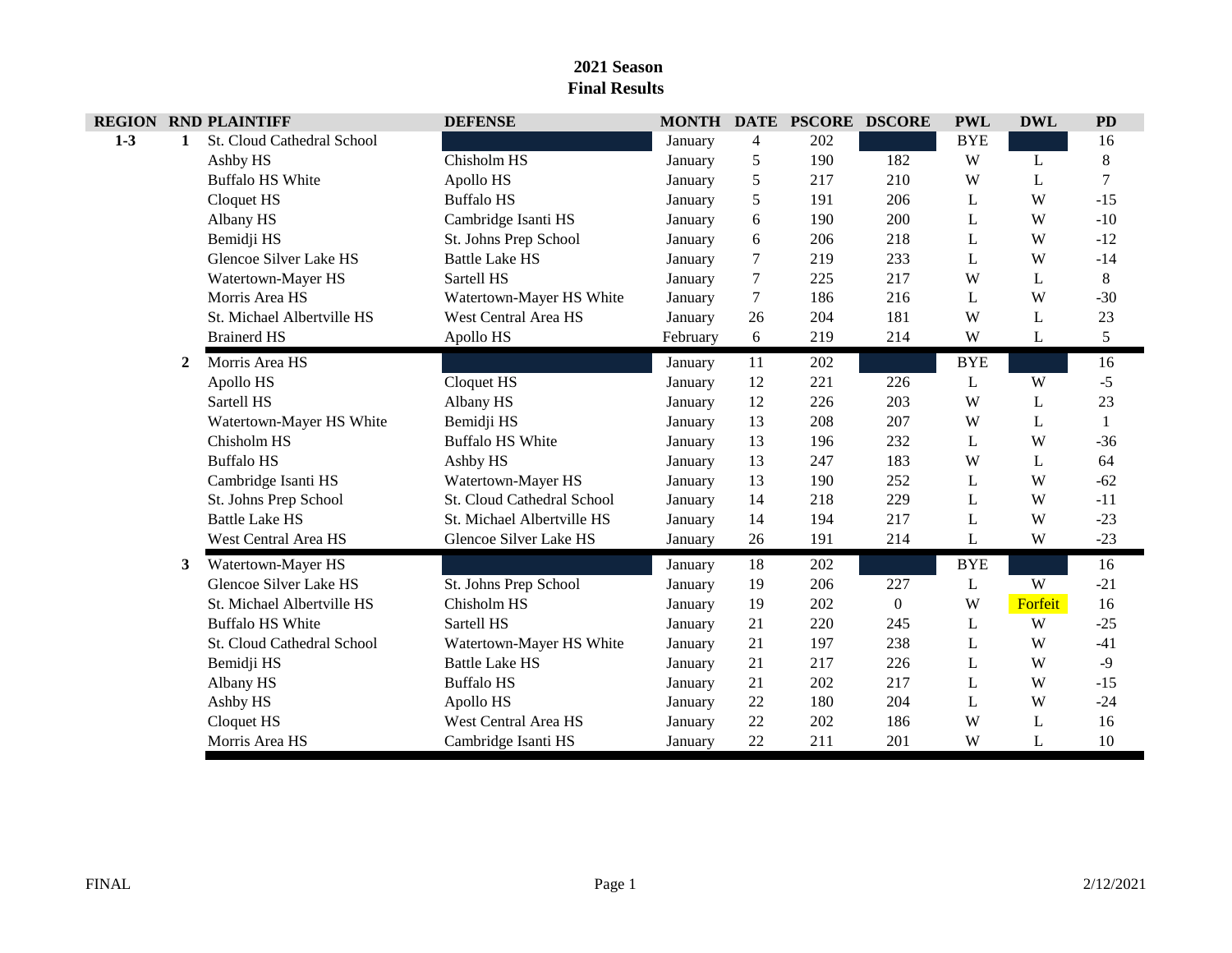**2021 Season**
**Final Results**

| REGION | RND | PLAINTIFF | DEFENSE | MONTH | DATE | PSCORE | DSCORE | PWL | DWL | PD |
|---|---|---|---|---|---|---|---|---|---|---|
| 1-3 | 1 | St. Cloud Cathedral School | | January | 4 | 202 | | BYE | | 16 |
| | | Ashby HS | Chisholm HS | January | 5 | 190 | 182 | W | L | 8 |
| | | Buffalo HS White | Apollo HS | January | 5 | 217 | 210 | W | L | 7 |
| | | Cloquet HS | Buffalo HS | January | 5 | 191 | 206 | L | W | -15 |
| | | Albany HS | Cambridge Isanti HS | January | 6 | 190 | 200 | L | W | -10 |
| | | Bemidji HS | St. Johns Prep School | January | 6 | 206 | 218 | L | W | -12 |
| | | Glencoe Silver Lake HS | Battle Lake HS | January | 7 | 219 | 233 | L | W | -14 |
| | | Watertown-Mayer HS | Sartell HS | January | 7 | 225 | 217 | W | L | 8 |
| | | Morris Area HS | Watertown-Mayer HS White | January | 7 | 186 | 216 | L | W | -30 |
| | | St. Michael Albertville HS | West Central Area HS | January | 26 | 204 | 181 | W | L | 23 |
| | | Brainerd HS | Apollo HS | February | 6 | 219 | 214 | W | L | 5 |
| | 2 | Morris Area HS | | January | 11 | 202 | | BYE | | 16 |
| | | Apollo HS | Cloquet HS | January | 12 | 221 | 226 | L | W | -5 |
| | | Sartell HS | Albany HS | January | 12 | 226 | 203 | W | L | 23 |
| | | Watertown-Mayer HS White | Bemidji HS | January | 13 | 208 | 207 | W | L | 1 |
| | | Chisholm HS | Buffalo HS White | January | 13 | 196 | 232 | L | W | -36 |
| | | Buffalo HS | Ashby HS | January | 13 | 247 | 183 | W | L | 64 |
| | | Cambridge Isanti HS | Watertown-Mayer HS | January | 13 | 190 | 252 | L | W | -62 |
| | | St. Johns Prep School | St. Cloud Cathedral School | January | 14 | 218 | 229 | L | W | -11 |
| | | Battle Lake HS | St. Michael Albertville HS | January | 14 | 194 | 217 | L | W | -23 |
| | | West Central Area HS | Glencoe Silver Lake HS | January | 26 | 191 | 214 | L | W | -23 |
| | 3 | Watertown-Mayer HS | | January | 18 | 202 | | BYE | | 16 |
| | | Glencoe Silver Lake HS | St. Johns Prep School | January | 19 | 206 | 227 | L | W | -21 |
| | | St. Michael Albertville HS | Chisholm HS | January | 19 | 202 | 0 | W | Forfeit | 16 |
| | | Buffalo HS White | Sartell HS | January | 21 | 220 | 245 | L | W | -25 |
| | | St. Cloud Cathedral School | Watertown-Mayer HS White | January | 21 | 197 | 238 | L | W | -41 |
| | | Bemidji HS | Battle Lake HS | January | 21 | 217 | 226 | L | W | -9 |
| | | Albany HS | Buffalo HS | January | 21 | 202 | 217 | L | W | -15 |
| | | Ashby HS | Apollo HS | January | 22 | 180 | 204 | L | W | -24 |
| | | Cloquet HS | West Central Area HS | January | 22 | 202 | 186 | W | L | 16 |
| | | Morris Area HS | Cambridge Isanti HS | January | 22 | 211 | 201 | W | L | 10 |

FINAL 2/12/2021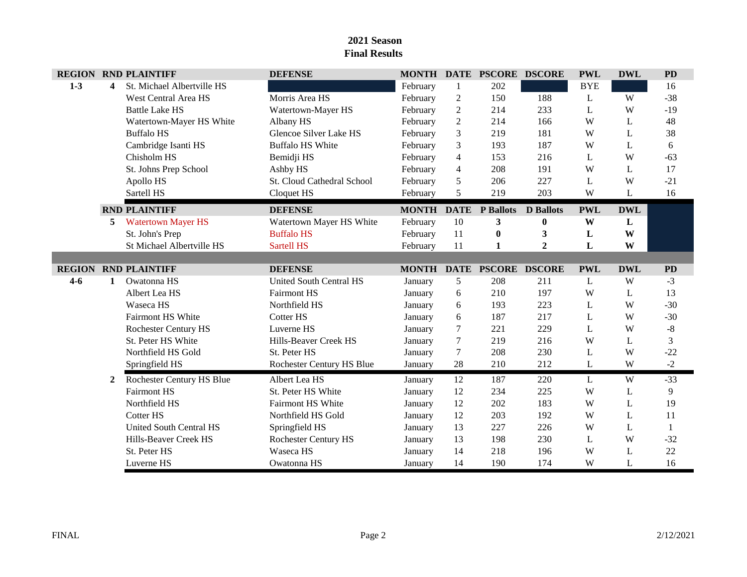## 2021 Season
## Final Results

| REGION | RND | PLAINTIFF | DEFENSE | MONTH | DATE | PSCORE | DSCORE | PWL | DWL | PD |
|---|---|---|---|---|---|---|---|---|---|---|
| 1-3 | 4 | St. Michael Albertville HS | | February | 1 | 202 | | BYE | | 16 |
| | | West Central Area HS | Morris Area HS | February | 2 | 150 | 188 | L | W | -38 |
| | | Battle Lake HS | Watertown-Mayer HS | February | 2 | 214 | 233 | L | W | -19 |
| | | Watertown-Mayer HS White | Albany HS | February | 2 | 214 | 166 | W | L | 48 |
| | | Buffalo HS | Glencoe Silver Lake HS | February | 3 | 219 | 181 | W | L | 38 |
| | | Cambridge Isanti HS | Buffalo HS White | February | 3 | 193 | 187 | W | L | 6 |
| | | Chisholm HS | Bemidji HS | February | 4 | 153 | 216 | L | W | -63 |
| | | St. Johns Prep School | Ashby HS | February | 4 | 208 | 191 | W | L | 17 |
| | | Apollo HS | St. Cloud Cathedral School | February | 5 | 206 | 227 | L | W | -21 |
| | | Sartell HS | Cloquet HS | February | 5 | 219 | 203 | W | L | 16 |
| | **RND** | **PLAINTIFF** | **DEFENSE** | **MONTH** | **DATE** | **P Ballots** | **D Ballots** | **PWL** | **DWL** | |
| | 5 | Watertown Mayer HS | Watertown Mayer HS White | February | 10 | **3** | **0** | **W** | **L** | |
| | | St. John's Prep | Buffalo HS | February | 11 | **0** | **3** | **L** | **W** | |
| | | St Michael Albertville HS | Sartell HS | February | 11 | **1** | **2** | **L** | **W** | |

| REGION | RND | PLAINTIFF | DEFENSE | MONTH | DATE | PSCORE | DSCORE | PWL | DWL | PD |
|---|---|---|---|---|---|---|---|---|---|---|
| 4-6 | 1 | Owatonna HS | United South Central HS | January | 5 | 208 | 211 | L | W | -3 |
| | | Albert Lea HS | Fairmont HS | January | 6 | 210 | 197 | W | L | 13 |
| | | Waseca HS | Northfield HS | January | 6 | 193 | 223 | L | W | -30 |
| | | Fairmont HS White | Cotter HS | January | 6 | 187 | 217 | L | W | -30 |
| | | Rochester Century HS | Luverne HS | January | 7 | 221 | 229 | L | W | -8 |
| | | St. Peter HS White | Hills-Beaver Creek HS | January | 7 | 219 | 216 | W | L | 3 |
| | | Northfield HS Gold | St. Peter HS | January | 7 | 208 | 230 | L | W | -22 |
| | | Springfield HS | Rochester Century HS Blue | January | 28 | 210 | 212 | L | W | -2 |
| | 2 | Rochester Century HS Blue | Albert Lea HS | January | 12 | 187 | 220 | L | W | -33 |
| | | Fairmont HS | St. Peter HS White | January | 12 | 234 | 225 | W | L | 9 |
| | | Northfield HS | Fairmont HS White | January | 12 | 202 | 183 | W | L | 19 |
| | | Cotter HS | Northfield HS Gold | January | 12 | 203 | 192 | W | L | 11 |
| | | United South Central HS | Springfield HS | January | 13 | 227 | 226 | W | L | 1 |
| | | Hills-Beaver Creek HS | Rochester Century HS | January | 13 | 198 | 230 | L | W | -32 |
| | | St. Peter HS | Waseca HS | January | 14 | 218 | 196 | W | L | 22 |
| | | Luverne HS | Owatonna HS | January | 14 | 190 | 174 | W | L | 16 |

FINAL 2/12/2021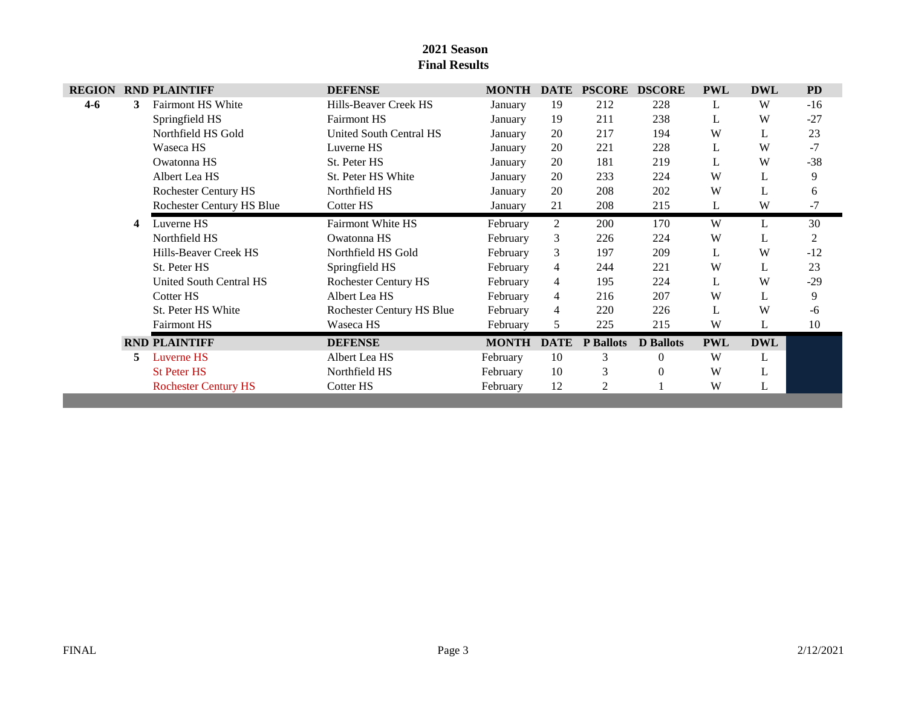## 2021 Season
## Final Results

| REGION | RND | PLAINTIFF | DEFENSE | MONTH | DATE | PSCORE | DSCORE | PWL | DWL | PD |
|---|---|---|---|---|---|---|---|---|---|---|
| **4-6** | **3** | Fairmont HS White | Hills-Beaver Creek HS | January | 19 | 212 | 228 | L | W | -16 |
| | | Springfield HS | Fairmont HS | January | 19 | 211 | 238 | L | W | -27 |
| | | Northfield HS Gold | United South Central HS | January | 20 | 217 | 194 | W | L | 23 |
| | | Waseca HS | Luverne HS | January | 20 | 221 | 228 | L | W | -7 |
| | | Owatonna HS | St. Peter HS | January | 20 | 181 | 219 | L | W | -38 |
| | | Albert Lea HS | St. Peter HS White | January | 20 | 233 | 224 | W | L | 9 |
| | | Rochester Century HS | Northfield HS | January | 20 | 208 | 202 | W | L | 6 |
| | | Rochester Century HS Blue | Cotter HS | January | 21 | 208 | 215 | L | W | -7 |
| | **4** | Luverne HS | Fairmont White HS | February | 2 | 200 | 170 | W | L | 30 |
| | | Northfield HS | Owatonna HS | February | 3 | 226 | 224 | W | L | 2 |
| | | Hills-Beaver Creek HS | Northfield HS Gold | February | 3 | 197 | 209 | L | W | -12 |
| | | St. Peter HS | Springfield HS | February | 4 | 244 | 221 | W | L | 23 |
| | | United South Central HS | Rochester Century HS | February | 4 | 195 | 224 | L | W | -29 |
| | | Cotter HS | Albert Lea HS | February | 4 | 216 | 207 | W | L | 9 |
| | | St. Peter HS White | Rochester Century HS Blue | February | 4 | 220 | 226 | L | W | -6 |
| | | Fairmont HS | Waseca HS | February | 5 | 225 | 215 | W | L | 10 |

| RND | PLAINTIFF | DEFENSE | MONTH | DATE | P Ballots | D Ballots | PWL | DWL |
|---|---|---|---|---|---|---|---|---|
| **5** | Luverne HS | Albert Lea HS | February | 10 | 3 | 0 | W | L |
| | St Peter HS | Northfield HS | February | 10 | 3 | 0 | W | L |
| | Rochester Century HS | Cotter HS | February | 12 | 2 | 1 | W | L |

FINAL 2/12/2021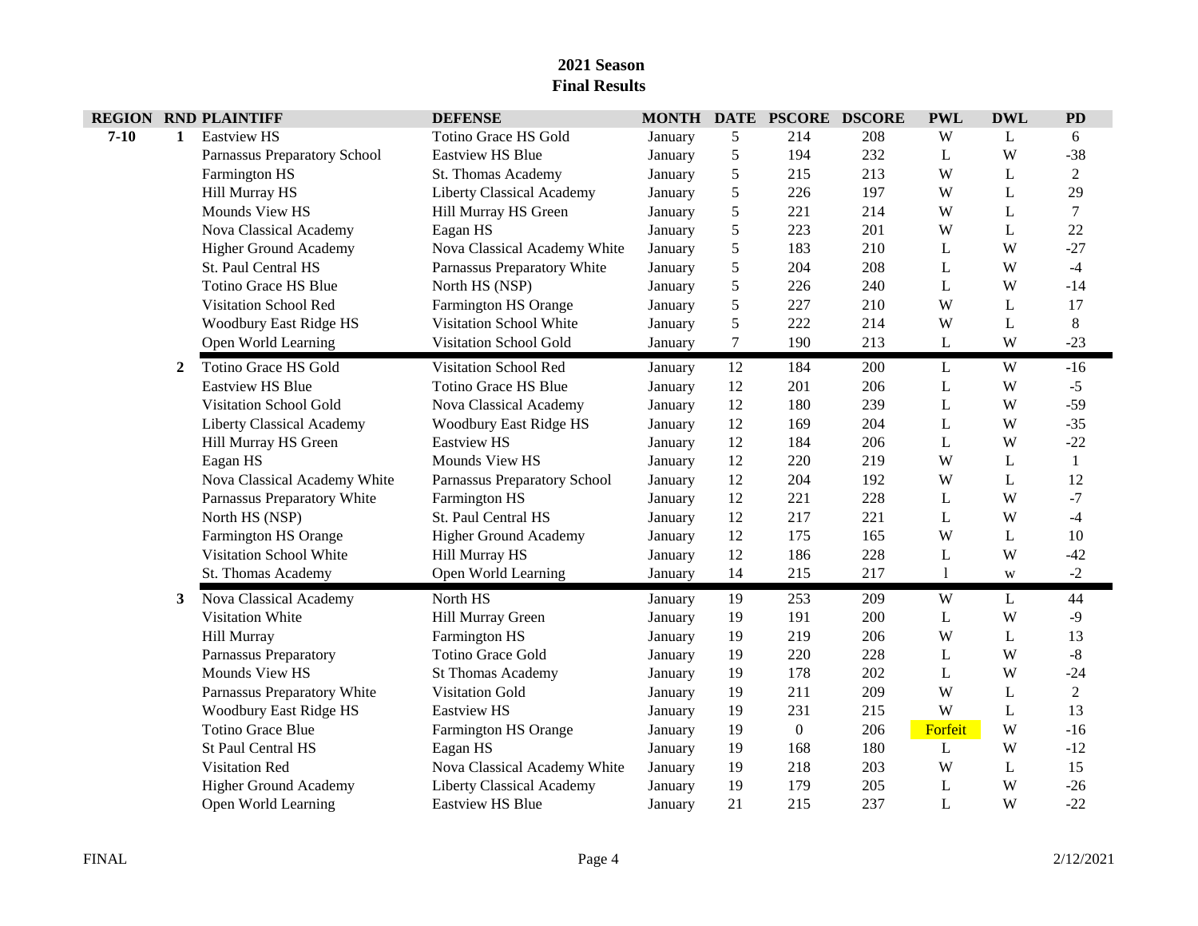**2021 Season**
**Final Results**

| REGION | RND | PLAINTIFF | DEFENSE | MONTH | DATE | PSCORE | DSCORE | PWL | DWL | PD |
|---|---|---|---|---|---|---|---|---|---|---|
| 7-10 | 1 | Eastview HS | Totino Grace HS Gold | January | 5 | 214 | 208 | W | L | 6 |
| | | Parnassus Preparatory School | Eastview HS Blue | January | 5 | 194 | 232 | L | W | -38 |
| | | Farmington HS | St. Thomas Academy | January | 5 | 215 | 213 | W | L | 2 |
| | | Hill Murray HS | Liberty Classical Academy | January | 5 | 226 | 197 | W | L | 29 |
| | | Mounds View HS | Hill Murray HS Green | January | 5 | 221 | 214 | W | L | 7 |
| | | Nova Classical Academy | Eagan HS | January | 5 | 223 | 201 | W | L | 22 |
| | | Higher Ground Academy | Nova Classical Academy White | January | 5 | 183 | 210 | L | W | -27 |
| | | St. Paul Central HS | Parnassus Preparatory White | January | 5 | 204 | 208 | L | W | -4 |
| | | Totino Grace HS Blue | North HS (NSP) | January | 5 | 226 | 240 | L | W | -14 |
| | | Visitation School Red | Farmington HS Orange | January | 5 | 227 | 210 | W | L | 17 |
| | | Woodbury East Ridge HS | Visitation School White | January | 5 | 222 | 214 | W | L | 8 |
| | | Open World Learning | Visitation School Gold | January | 7 | 190 | 213 | L | W | -23 |
| | 2 | Totino Grace HS Gold | Visitation School Red | January | 12 | 184 | 200 | L | W | -16 |
| | | Eastview HS Blue | Totino Grace HS Blue | January | 12 | 201 | 206 | L | W | -5 |
| | | Visitation School Gold | Nova Classical Academy | January | 12 | 180 | 239 | L | W | -59 |
| | | Liberty Classical Academy | Woodbury East Ridge HS | January | 12 | 169 | 204 | L | W | -35 |
| | | Hill Murray HS Green | Eastview HS | January | 12 | 184 | 206 | L | W | -22 |
| | | Eagan HS | Mounds View HS | January | 12 | 220 | 219 | W | L | 1 |
| | | Nova Classical Academy White | Parnassus Preparatory School | January | 12 | 204 | 192 | W | L | 12 |
| | | Parnassus Preparatory White | Farmington HS | January | 12 | 221 | 228 | L | W | -7 |
| | | North HS (NSP) | St. Paul Central HS | January | 12 | 217 | 221 | L | W | -4 |
| | | Farmington HS Orange | Higher Ground Academy | January | 12 | 175 | 165 | W | L | 10 |
| | | Visitation School White | Hill Murray HS | January | 12 | 186 | 228 | L | W | -42 |
| | | St. Thomas Academy | Open World Learning | January | 14 | 215 | 217 | l | w | -2 |
| | 3 | Nova Classical Academy | North HS | January | 19 | 253 | 209 | W | L | 44 |
| | | Visitation White | Hill Murray Green | January | 19 | 191 | 200 | L | W | -9 |
| | | Hill Murray | Farmington HS | January | 19 | 219 | 206 | W | L | 13 |
| | | Parnassus Preparatory | Totino Grace Gold | January | 19 | 220 | 228 | L | W | -8 |
| | | Mounds View HS | St Thomas Academy | January | 19 | 178 | 202 | L | W | -24 |
| | | Parnassus Preparatory White | Visitation Gold | January | 19 | 211 | 209 | W | L | 2 |
| | | Woodbury East Ridge HS | Eastview HS | January | 19 | 231 | 215 | W | L | 13 |
| | | Totino Grace Blue | Farmington HS Orange | January | 19 | 0 | 206 | Forfeit | W | -16 |
| | | St Paul Central HS | Eagan HS | January | 19 | 168 | 180 | L | W | -12 |
| | | Visitation Red | Nova Classical Academy White | January | 19 | 218 | 203 | W | L | 15 |
| | | Higher Ground Academy | Liberty Classical Academy | January | 19 | 179 | 205 | L | W | -26 |
| | | Open World Learning | Eastview HS Blue | January | 21 | 215 | 237 | L | W | -22 |

FINAL 2/12/2021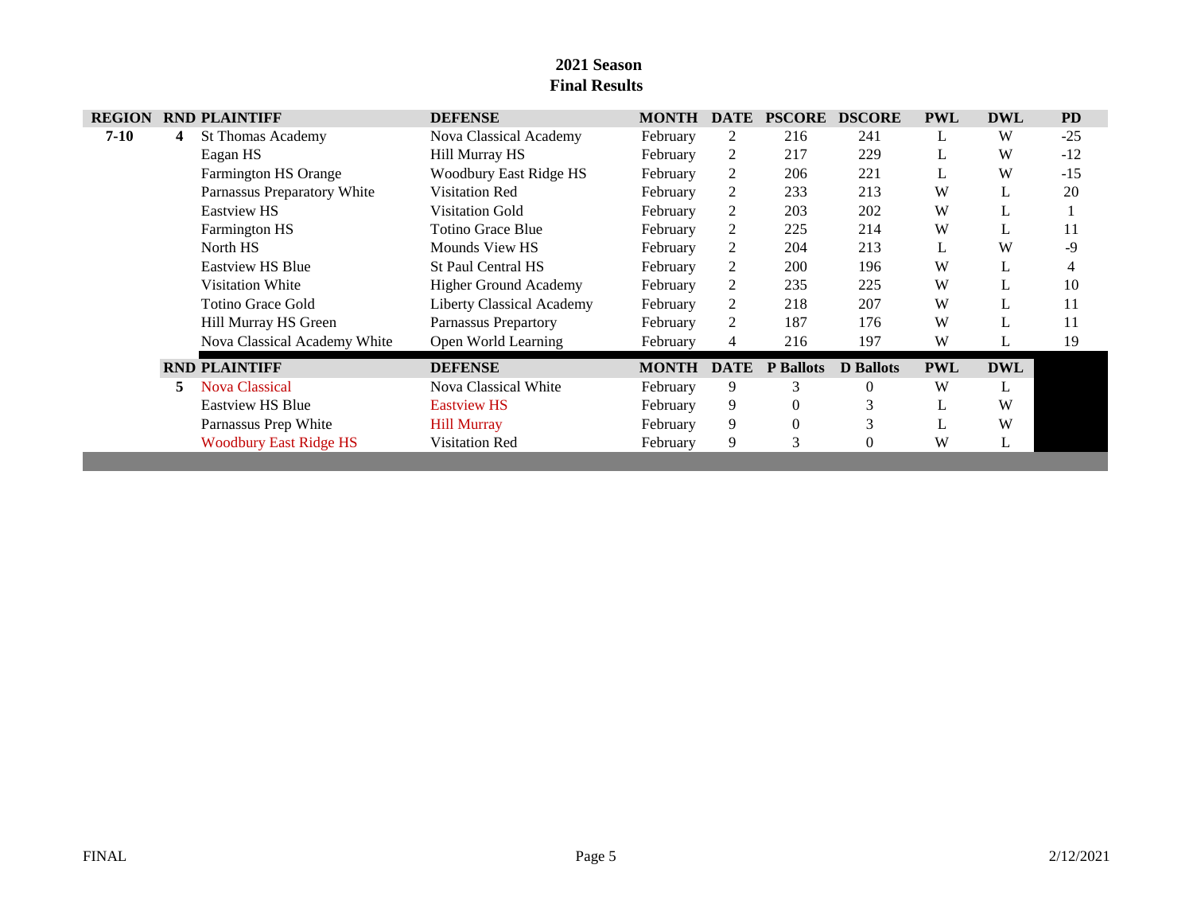**2021 Season**
**Final Results**

| REGION | RND | PLAINTIFF | DEFENSE | MONTH | DATE | PSCORE | DSCORE | PWL | DWL | PD |
|---|---|---|---|---|---|---|---|---|---|---|
| 7-10 | 4 | St Thomas Academy | Nova Classical Academy | February | 2 | 216 | 241 | L | W | -25 |
| | | Eagan HS | Hill Murray HS | February | 2 | 217 | 229 | L | W | -12 |
| | | Farmington HS Orange | Woodbury East Ridge HS | February | 2 | 206 | 221 | L | W | -15 |
| | | Parnassus Preparatory White | Visitation Red | February | 2 | 233 | 213 | W | L | 20 |
| | | Eastview HS | Visitation Gold | February | 2 | 203 | 202 | W | L | 1 |
| | | Farmington HS | Totino Grace Blue | February | 2 | 225 | 214 | W | L | 11 |
| | | North HS | Mounds View HS | February | 2 | 204 | 213 | L | W | -9 |
| | | Eastview HS Blue | St Paul Central HS | February | 2 | 200 | 196 | W | L | 4 |
| | | Visitation White | Higher Ground Academy | February | 2 | 235 | 225 | W | L | 10 |
| | | Totino Grace Gold | Liberty Classical Academy | February | 2 | 218 | 207 | W | L | 11 |
| | | Hill Murray HS Green | Parnassus Prepartory | February | 2 | 187 | 176 | W | L | 11 |
| | | Nova Classical Academy White | Open World Learning | February | 4 | 216 | 197 | W | L | 19 |

| RND | PLAINTIFF | DEFENSE | MONTH | DATE | P Ballots | D Ballots | PWL | DWL |
|---|---|---|---|---|---|---|---|---|
| 5 | Nova Classical | Nova Classical White | February | 9 | 3 | 0 | W | L |
| | Eastview HS Blue | Eastview HS | February | 9 | 0 | 3 | L | W |
| | Parnassus Prep White | Hill Murray | February | 9 | 0 | 3 | L | W |
| | Woodbury East Ridge HS | Visitation Red | February | 9 | 3 | 0 | W | L |

FINAL 2/12/2021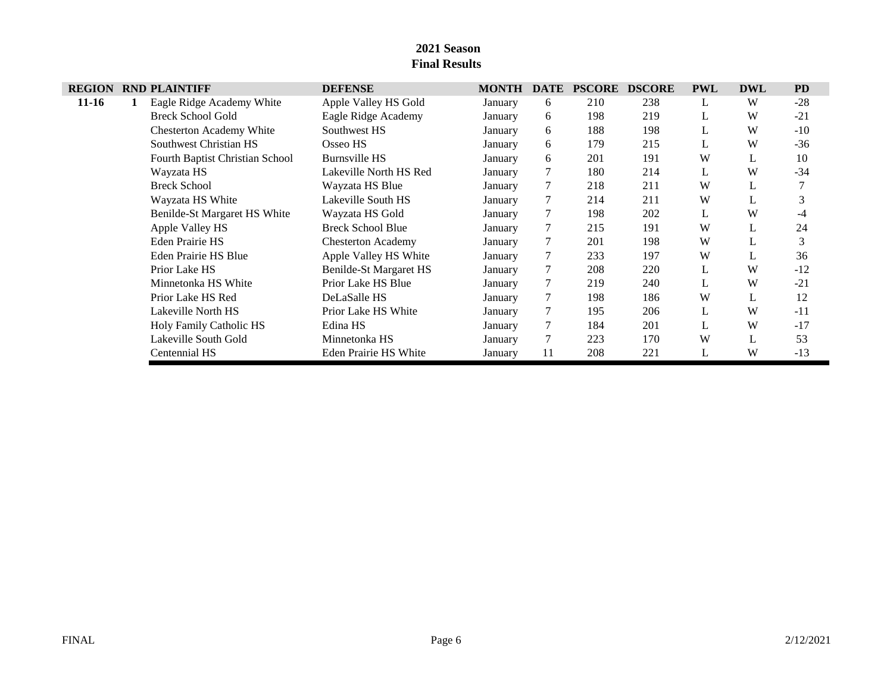**2021 Season**
**Final Results**

| REGION | RND | PLAINTIFF | DEFENSE | MONTH | DATE | PSCORE | DSCORE | PWL | DWL | PD |
|---|---|---|---|---|---|---|---|---|---|---|
| **11-16** | **1** | Eagle Ridge Academy White | Apple Valley HS Gold | January | 6 | 210 | 238 | L | W | -28 |
| | | Breck School Gold | Eagle Ridge Academy | January | 6 | 198 | 219 | L | W | -21 |
| | | Chesterton Academy White | Southwest HS | January | 6 | 188 | 198 | L | W | -10 |
| | | Southwest Christian HS | Osseo HS | January | 6 | 179 | 215 | L | W | -36 |
| | | Fourth Baptist Christian School | Burnsville HS | January | 6 | 201 | 191 | W | L | 10 |
| | | Wayzata HS | Lakeville North HS Red | January | 7 | 180 | 214 | L | W | -34 |
| | | Breck School | Wayzata HS Blue | January | 7 | 218 | 211 | W | L | 7 |
| | | Wayzata HS White | Lakeville South HS | January | 7 | 214 | 211 | W | L | 3 |
| | | Benilde-St Margaret HS White | Wayzata HS Gold | January | 7 | 198 | 202 | L | W | -4 |
| | | Apple Valley HS | Breck School Blue | January | 7 | 215 | 191 | W | L | 24 |
| | | Eden Prairie HS | Chesterton Academy | January | 7 | 201 | 198 | W | L | 3 |
| | | Eden Prairie HS Blue | Apple Valley HS White | January | 7 | 233 | 197 | W | L | 36 |
| | | Prior Lake HS | Benilde-St Margaret HS | January | 7 | 208 | 220 | L | W | -12 |
| | | Minnetonka HS White | Prior Lake HS Blue | January | 7 | 219 | 240 | L | W | -21 |
| | | Prior Lake HS Red | DeLaSalle HS | January | 7 | 198 | 186 | W | L | 12 |
| | | Lakeville North HS | Prior Lake HS White | January | 7 | 195 | 206 | L | W | -11 |
| | | Holy Family Catholic HS | Edina HS | January | 7 | 184 | 201 | L | W | -17 |
| | | Lakeville South Gold | Minnetonka HS | January | 7 | 223 | 170 | W | L | 53 |
| | | Centennial HS | Eden Prairie HS White | January | 11 | 208 | 221 | L | W | -13 |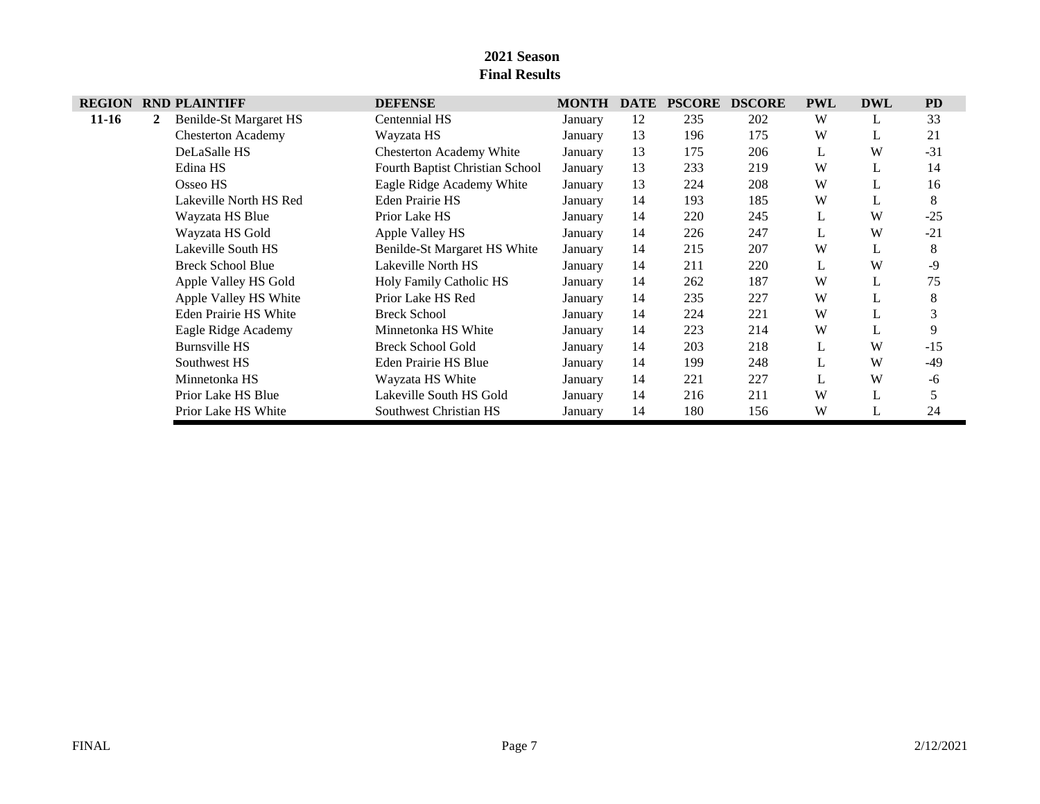**2021 Season**
**Final Results**

| REGION | RND | PLAINTIFF | DEFENSE | MONTH | DATE | PSCORE | DSCORE | PWL | DWL | PD |
|---|---|---|---|---|---|---|---|---|---|---|
| **11-16** | **2** | Benilde-St Margaret HS | Centennial HS | January | 12 | 235 | 202 | W | L | 33 |
| | | Chesterton Academy | Wayzata HS | January | 13 | 196 | 175 | W | L | 21 |
| | | DeLaSalle HS | Chesterton Academy White | January | 13 | 175 | 206 | L | W | -31 |
| | | Edina HS | Fourth Baptist Christian School | January | 13 | 233 | 219 | W | L | 14 |
| | | Osseo HS | Eagle Ridge Academy White | January | 13 | 224 | 208 | W | L | 16 |
| | | Lakeville North HS Red | Eden Prairie HS | January | 14 | 193 | 185 | W | L | 8 |
| | | Wayzata HS Blue | Prior Lake HS | January | 14 | 220 | 245 | L | W | -25 |
| | | Wayzata HS Gold | Apple Valley HS | January | 14 | 226 | 247 | L | W | -21 |
| | | Lakeville South HS | Benilde-St Margaret HS White | January | 14 | 215 | 207 | W | L | 8 |
| | | Breck School Blue | Lakeville North HS | January | 14 | 211 | 220 | L | W | -9 |
| | | Apple Valley HS Gold | Holy Family Catholic HS | January | 14 | 262 | 187 | W | L | 75 |
| | | Apple Valley HS White | Prior Lake HS Red | January | 14 | 235 | 227 | W | L | 8 |
| | | Eden Prairie HS White | Breck School | January | 14 | 224 | 221 | W | L | 3 |
| | | Eagle Ridge Academy | Minnetonka HS White | January | 14 | 223 | 214 | W | L | 9 |
| | | Burnsville HS | Breck School Gold | January | 14 | 203 | 218 | L | W | -15 |
| | | Southwest HS | Eden Prairie HS Blue | January | 14 | 199 | 248 | L | W | -49 |
| | | Minnetonka HS | Wayzata HS White | January | 14 | 221 | 227 | L | W | -6 |
| | | Prior Lake HS Blue | Lakeville South HS Gold | January | 14 | 216 | 211 | W | L | 5 |
| | | Prior Lake HS White | Southwest Christian HS | January | 14 | 180 | 156 | W | L | 24 |

FINAL 2/12/2021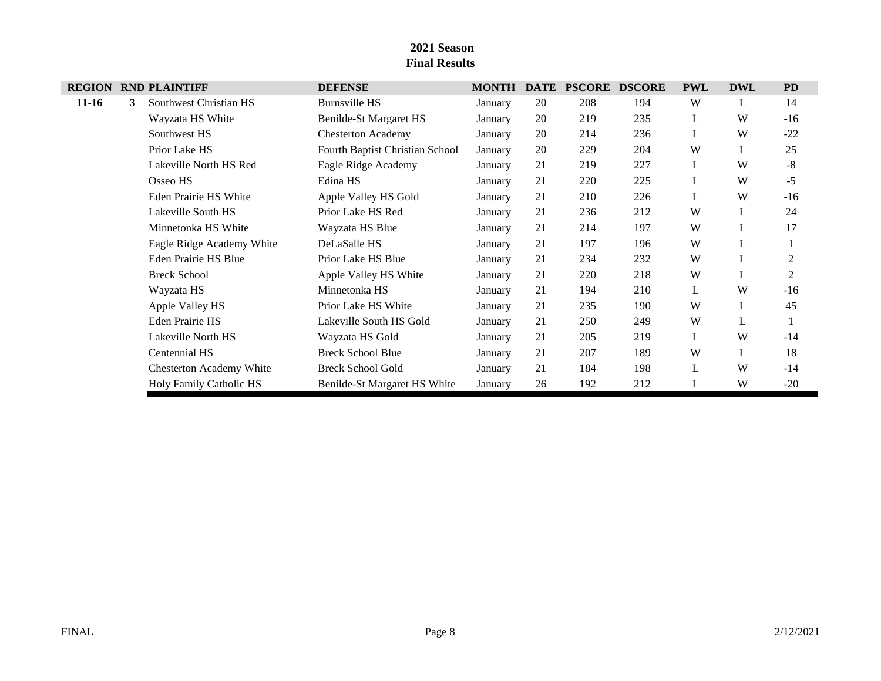# 2021 Season
## Final Results

| REGION | RND | PLAINTIFF | DEFENSE | MONTH | DATE | PSCORE | DSCORE | PWL | DWL | PD |
|---|---|---|---|---|---|---|---|---|---|---|
| **11-16** | **3** | Southwest Christian HS | Burnsville HS | January | 20 | 208 | 194 | W | L | 14 |
| | | Wayzata HS White | Benilde-St Margaret HS | January | 20 | 219 | 235 | L | W | -16 |
| | | Southwest HS | Chesterton Academy | January | 20 | 214 | 236 | L | W | -22 |
| | | Prior Lake HS | Fourth Baptist Christian School | January | 20 | 229 | 204 | W | L | 25 |
| | | Lakeville North HS Red | Eagle Ridge Academy | January | 21 | 219 | 227 | L | W | -8 |
| | | Osseo HS | Edina HS | January | 21 | 220 | 225 | L | W | -5 |
| | | Eden Prairie HS White | Apple Valley HS Gold | January | 21 | 210 | 226 | L | W | -16 |
| | | Lakeville South HS | Prior Lake HS Red | January | 21 | 236 | 212 | W | L | 24 |
| | | Minnetonka HS White | Wayzata HS Blue | January | 21 | 214 | 197 | W | L | 17 |
| | | Eagle Ridge Academy White | DeLaSalle HS | January | 21 | 197 | 196 | W | L | 1 |
| | | Eden Prairie HS Blue | Prior Lake HS Blue | January | 21 | 234 | 232 | W | L | 2 |
| | | Breck School | Apple Valley HS White | January | 21 | 220 | 218 | W | L | 2 |
| | | Wayzata HS | Minnetonka HS | January | 21 | 194 | 210 | L | W | -16 |
| | | Apple Valley HS | Prior Lake HS White | January | 21 | 235 | 190 | W | L | 45 |
| | | Eden Prairie HS | Lakeville South HS Gold | January | 21 | 250 | 249 | W | L | 1 |
| | | Lakeville North HS | Wayzata HS Gold | January | 21 | 205 | 219 | L | W | -14 |
| | | Centennial HS | Breck School Blue | January | 21 | 207 | 189 | W | L | 18 |
| | | Chesterton Academy White | Breck School Gold | January | 21 | 184 | 198 | L | W | -14 |
| | | Holy Family Catholic HS | Benilde-St Margaret HS White | January | 26 | 192 | 212 | L | W | -20 |

FINAL 2/12/2021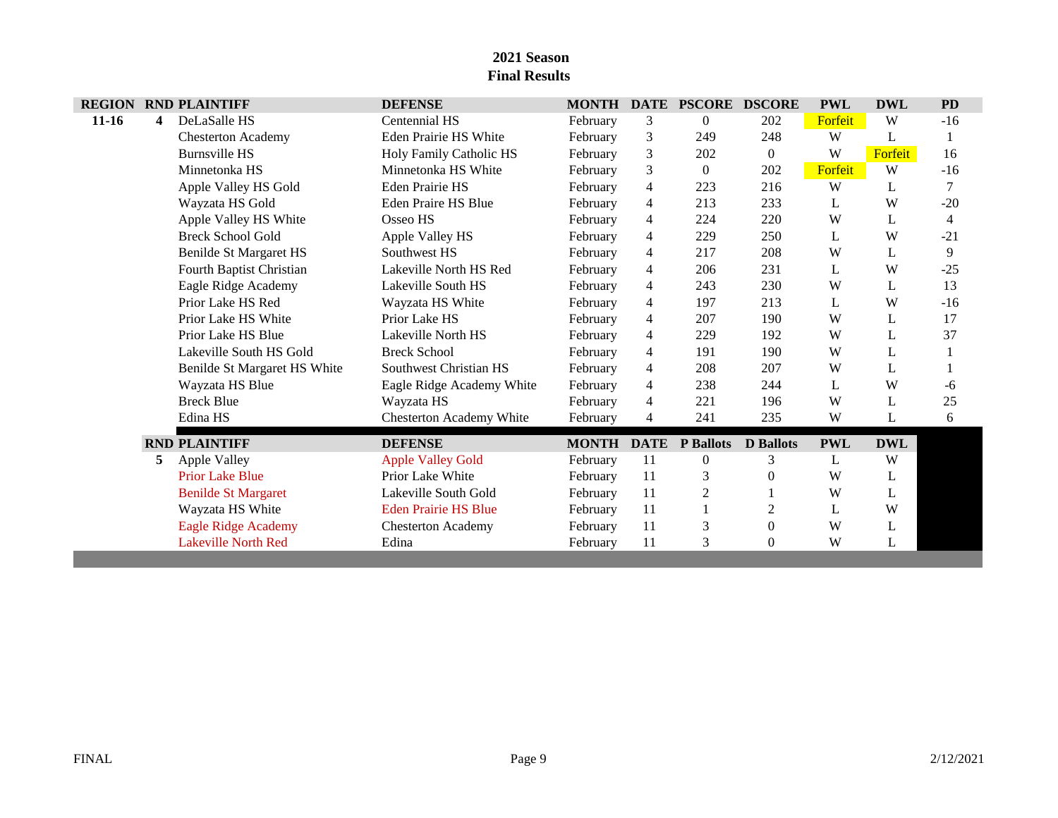**2021 Season**
**Final Results**

| REGION | RND | PLAINTIFF | DEFENSE | MONTH | DATE | PSCORE | DSCORE | PWL | DWL | PD |
|---|---|---|---|---|---|---|---|---|---|---|
| 11-16 | 4 | DeLaSalle HS | Centennial HS | February | 3 | 0 | 202 | Forfeit | W | -16 |
| | | Chesterton Academy | Eden Prairie HS White | February | 3 | 249 | 248 | W | L | 1 |
| | | Burnsville HS | Holy Family Catholic HS | February | 3 | 202 | 0 | W | Forfeit | 16 |
| | | Minnetonka HS | Minnetonka HS White | February | 3 | 0 | 202 | Forfeit | W | -16 |
| | | Apple Valley HS Gold | Eden Prairie HS | February | 4 | 223 | 216 | W | L | 7 |
| | | Wayzata HS Gold | Eden Praire HS Blue | February | 4 | 213 | 233 | L | W | -20 |
| | | Apple Valley HS White | Osseo HS | February | 4 | 224 | 220 | W | L | 4 |
| | | Breck School Gold | Apple Valley HS | February | 4 | 229 | 250 | L | W | -21 |
| | | Benilde St Margaret HS | Southwest HS | February | 4 | 217 | 208 | W | L | 9 |
| | | Fourth Baptist Christian | Lakeville North HS Red | February | 4 | 206 | 231 | L | W | -25 |
| | | Eagle Ridge Academy | Lakeville South HS | February | 4 | 243 | 230 | W | L | 13 |
| | | Prior Lake HS Red | Wayzata HS White | February | 4 | 197 | 213 | L | W | -16 |
| | | Prior Lake HS White | Prior Lake HS | February | 4 | 207 | 190 | W | L | 17 |
| | | Prior Lake HS Blue | Lakeville North HS | February | 4 | 229 | 192 | W | L | 37 |
| | | Lakeville South HS Gold | Breck School | February | 4 | 191 | 190 | W | L | 1 |
| | | Benilde St Margaret HS White | Southwest Christian HS | February | 4 | 208 | 207 | W | L | 1 |
| | | Wayzata HS Blue | Eagle Ridge Academy White | February | 4 | 238 | 244 | L | W | -6 |
| | | Breck Blue | Wayzata HS | February | 4 | 221 | 196 | W | L | 25 |
| | | Edina HS | Chesterton Academy White | February | 4 | 241 | 235 | W | L | 6 |

| RND | PLAINTIFF | DEFENSE | MONTH | DATE | P Ballots | D Ballots | PWL | DWL |
|---|---|---|---|---|---|---|---|---|
| 5 | Apple Valley | Apple Valley Gold | February | 11 | 0 | 3 | L | W |
| | Prior Lake Blue | Prior Lake White | February | 11 | 3 | 0 | W | L |
| | Benilde St Margaret | Lakeville South Gold | February | 11 | 2 | 1 | W | L |
| | Wayzata HS White | Eden Prairie HS Blue | February | 11 | 1 | 2 | L | W |
| | Eagle Ridge Academy | Chesterton Academy | February | 11 | 3 | 0 | W | L |
| | Lakeville North Red | Edina | February | 11 | 3 | 0 | W | L |

FINAL 2/12/2021